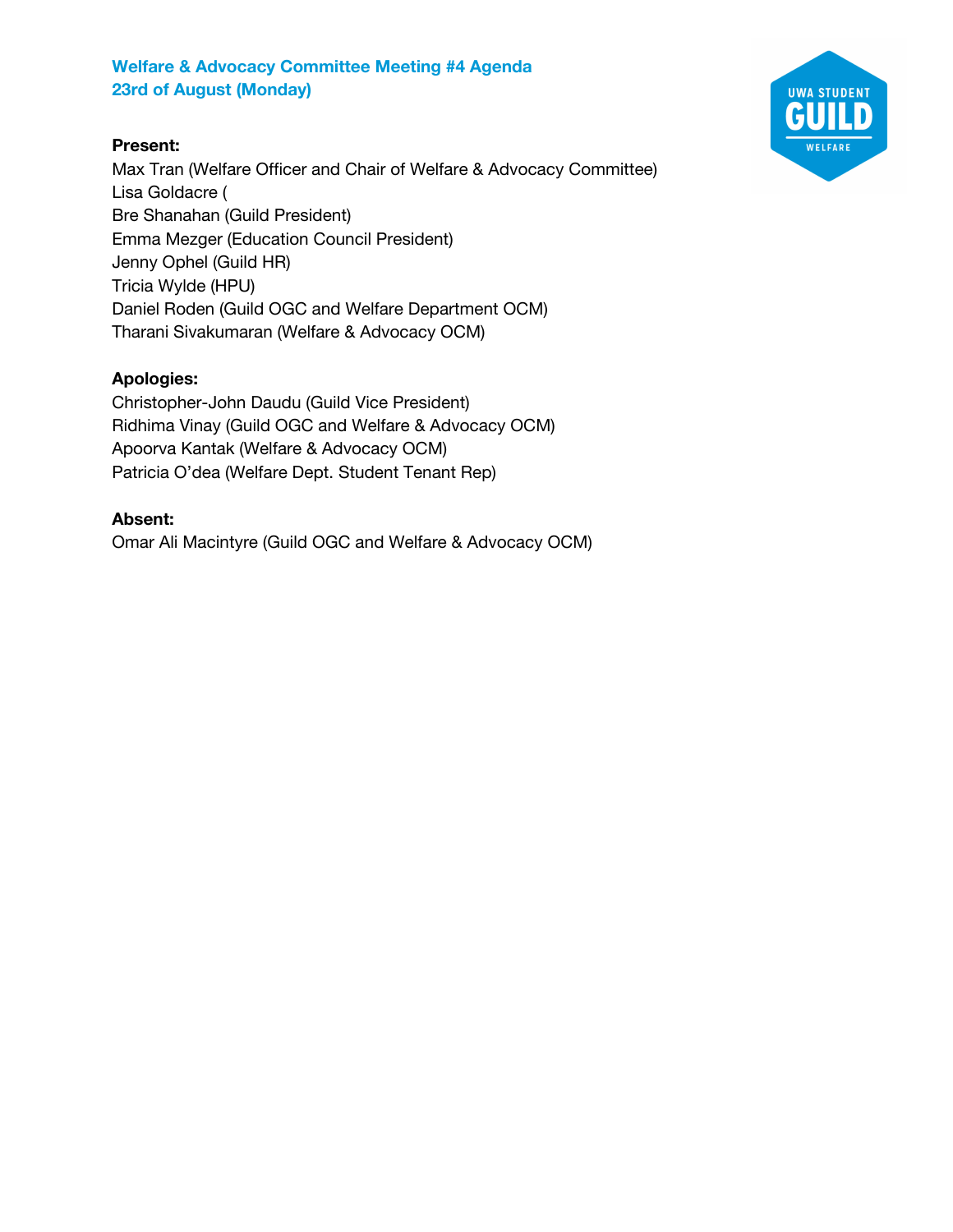# Welfare & Advocacy Committee Meeting #4 Agenda

## 23rd of August (Monday)

**Present:**

Max Tran (Welfare Officer and Chair of Welfare & Advocacy Committee)
Lisa Goldacre (
Bre Shanahan (Guild President)
Emma Mezger (Education Council President)
Jenny Ophel (Guild HR)
Tricia Wylde (HPU)
Daniel Roden (Guild OGC and Welfare Department OCM)
Tharani Sivakumaran (Welfare & Advocacy OCM)

**Apologies:**

Christopher-John Daudu (Guild Vice President)
Ridhima Vinay (Guild OGC and Welfare & Advocacy OCM)
Apoorva Kantak (Welfare & Advocacy OCM)
Patricia O'dea (Welfare Dept. Student Tenant Rep)

**Absent:**

Omar Ali Macintyre (Guild OGC and Welfare & Advocacy OCM)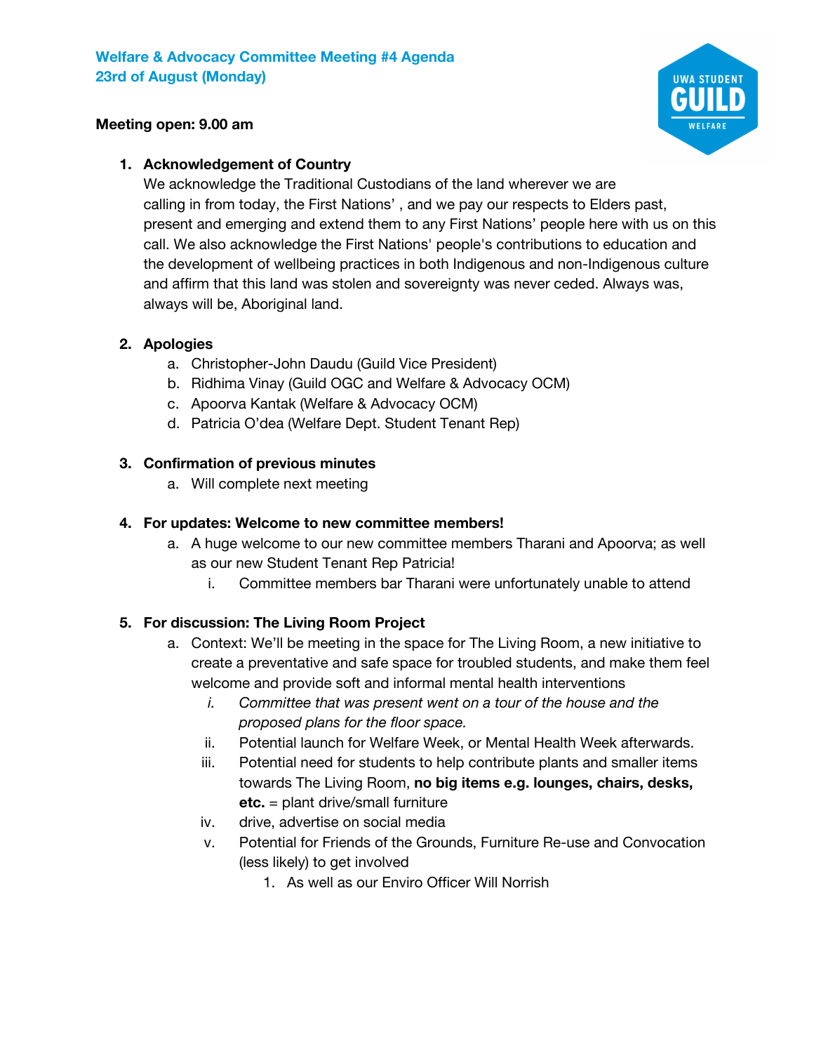**Welfare & Advocacy Committee Meeting #4 Agenda**
**23rd of August (Monday)**

**Meeting open: 9.00 am**

1. **Acknowledgement of Country**
   We acknowledge the Traditional Custodians of the land wherever we are calling in from today, the First Nations' , and we pay our respects to Elders past, present and emerging and extend them to any First Nations' people here with us on this call. We also acknowledge the First Nations' people's contributions to education and the development of wellbeing practices in both Indigenous and non-Indigenous culture and affirm that this land was stolen and sovereignty was never ceded. Always was, always will be, Aboriginal land.

2. **Apologies**
   a. Christopher-John Daudu (Guild Vice President)
   b. Ridhima Vinay (Guild OGC and Welfare & Advocacy OCM)
   c. Apoorva Kantak (Welfare & Advocacy OCM)
   d. Patricia O'dea (Welfare Dept. Student Tenant Rep)

3. **Confirmation of previous minutes**
   a. Will complete next meeting

4. **For updates: Welcome to new committee members!**
   a. A huge welcome to our new committee members Tharani and Apoorva; as well as our new Student Tenant Rep Patricia!
      i. Committee members bar Tharani were unfortunately unable to attend

5. **For discussion: The Living Room Project**
   a. Context: We'll be meeting in the space for The Living Room, a new initiative to create a preventative and safe space for troubled students, and make them feel welcome and provide soft and informal mental health interventions
      i. *Committee that was present went on a tour of the house and the proposed plans for the floor space.*
      ii. Potential launch for Welfare Week, or Mental Health Week afterwards.
      iii. Potential need for students to help contribute plants and smaller items towards The Living Room, **no big items e.g. lounges, chairs, desks, etc.** = plant drive/small furniture
      iv. drive, advertise on social media
      v. Potential for Friends of the Grounds, Furniture Re-use and Convocation (less likely) to get involved
         1. As well as our Enviro Officer Will Norrish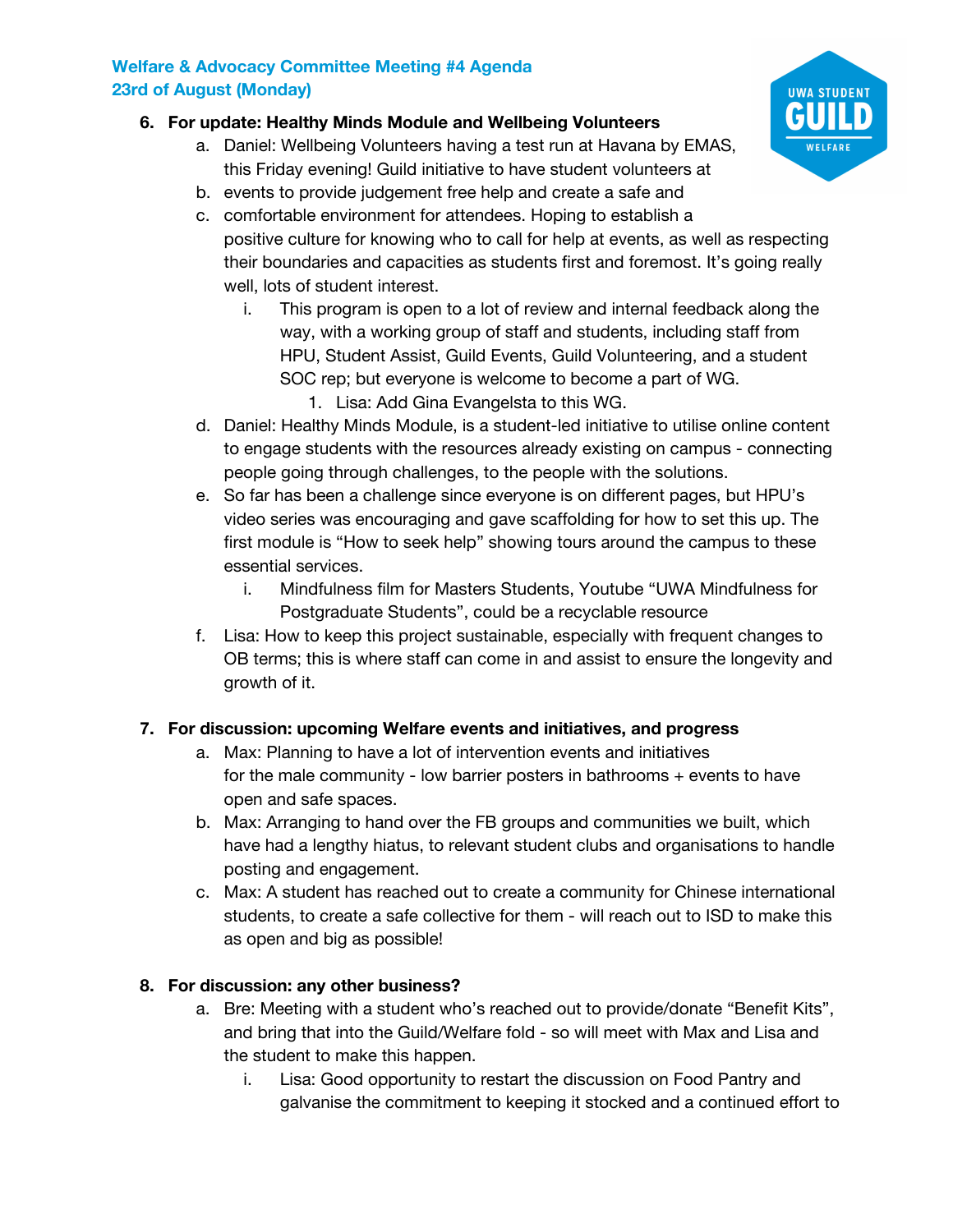**Welfare & Advocacy Committee Meeting #4 Agenda**
**23rd of August (Monday)**

6. **For update: Healthy Minds Module and Wellbeing Volunteers**
    a. Daniel: Wellbeing Volunteers having a test run at Havana by EMAS, this Friday evening! Guild initiative to have student volunteers at
    b. events to provide judgement free help and create a safe and
    c. comfortable environment for attendees. Hoping to establish a positive culture for knowing who to call for help at events, as well as respecting their boundaries and capacities as students first and foremost. It's going really well, lots of student interest.
        i. This program is open to a lot of review and internal feedback along the way, with a working group of staff and students, including staff from HPU, Student Assist, Guild Events, Guild Volunteering, and a student SOC rep; but everyone is welcome to become a part of WG.
            1. Lisa: Add Gina Evangelsta to this WG.
    d. Daniel: Healthy Minds Module, is a student-led initiative to utilise online content to engage students with the resources already existing on campus - connecting people going through challenges, to the people with the solutions.
    e. So far has been a challenge since everyone is on different pages, but HPU's video series was encouraging and gave scaffolding for how to set this up. The first module is "How to seek help" showing tours around the campus to these essential services.
        i. Mindfulness film for Masters Students, Youtube "UWA Mindfulness for Postgraduate Students", could be a recyclable resource
    f. Lisa: How to keep this project sustainable, especially with frequent changes to OB terms; this is where staff can come in and assist to ensure the longevity and growth of it.

7. **For discussion: upcoming Welfare events and initiatives, and progress**
    a. Max: Planning to have a lot of intervention events and initiatives for the male community - low barrier posters in bathrooms + events to have open and safe spaces.
    b. Max: Arranging to hand over the FB groups and communities we built, which have had a lengthy hiatus, to relevant student clubs and organisations to handle posting and engagement.
    c. Max: A student has reached out to create a community for Chinese international students, to create a safe collective for them - will reach out to ISD to make this as open and big as possible!

8. **For discussion: any other business?**
    a. Bre: Meeting with a student who's reached out to provide/donate "Benefit Kits", and bring that into the Guild/Welfare fold - so will meet with Max and Lisa and the student to make this happen.
        i. Lisa: Good opportunity to restart the discussion on Food Pantry and galvanise the commitment to keeping it stocked and a continued effort to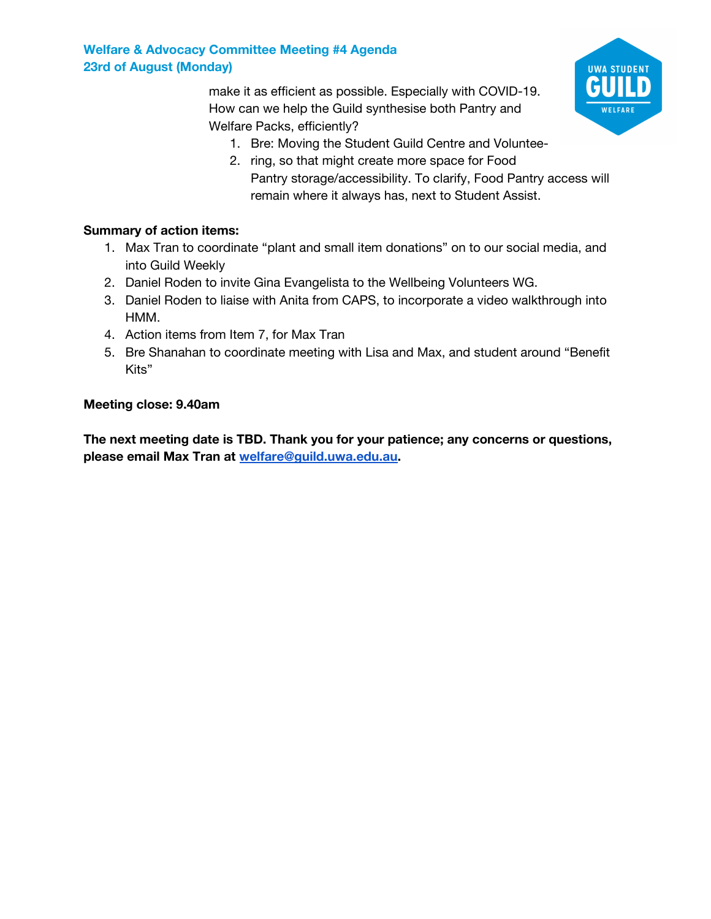make it as efficient as possible. Especially with COVID-19. How can we help the Guild synthesise both Pantry and Welfare Packs, efficiently?

1. Bre: Moving the Student Guild Centre and Voluntee-
2. ring, so that might create more space for Food Pantry storage/accessibility. To clarify, Food Pantry access will remain where it always has, next to Student Assist.

**Summary of action items:**

1. Max Tran to coordinate "plant and small item donations" on to our social media, and into Guild Weekly
2. Daniel Roden to invite Gina Evangelista to the Wellbeing Volunteers WG.
3. Daniel Roden to liaise with Anita from CAPS, to incorporate a video walkthrough into HMM.
4. Action items from Item 7, for Max Tran
5. Bre Shanahan to coordinate meeting with Lisa and Max, and student around "Benefit Kits"

**Meeting close: 9.40am**

**The next meeting date is TBD. Thank you for your patience; any concerns or questions, please email Max Tran at [welfare@guild.uwa.edu.au](mailto:welfare@guild.uwa.edu.au).**